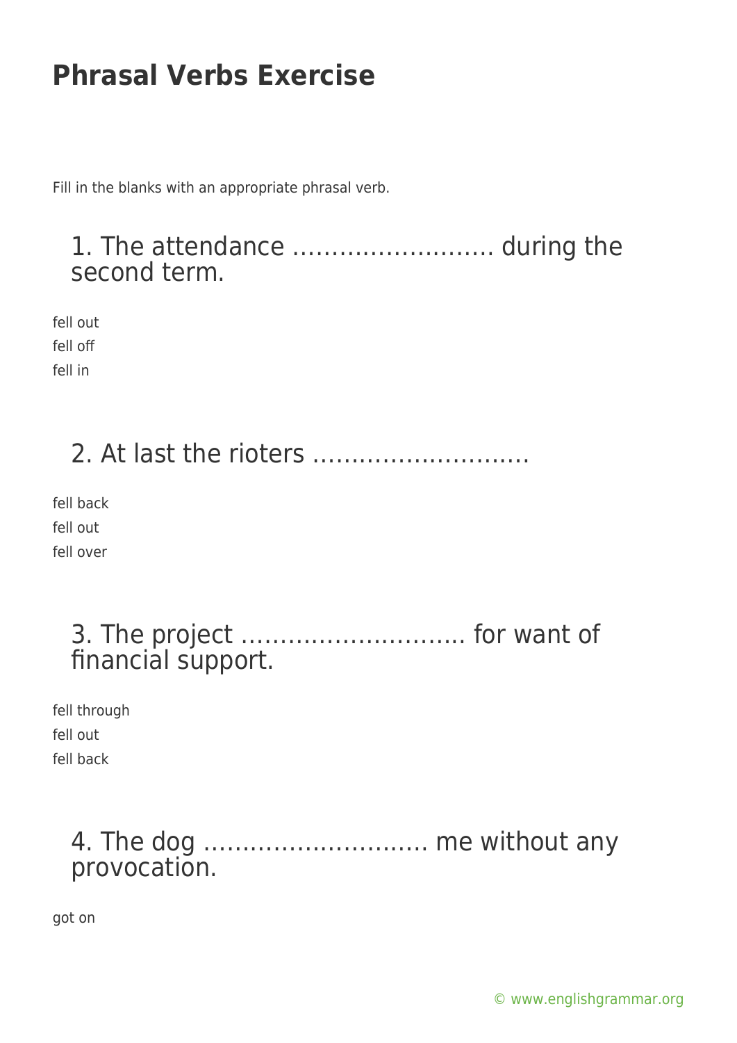# Phrasal Verbs Exercise

Fill in the blanks with an appropriate phrasal verb.

## 1. The attendance …………………….. during the second term.

fell out
fell off
fell in

## 2. At last the rioters ……………………….

fell back
fell out
fell over

## 3. The project ……………………….. for want of financial support.

fell through
fell out
fell back

## 4. The dog ……………………….. me without any provocation.

got on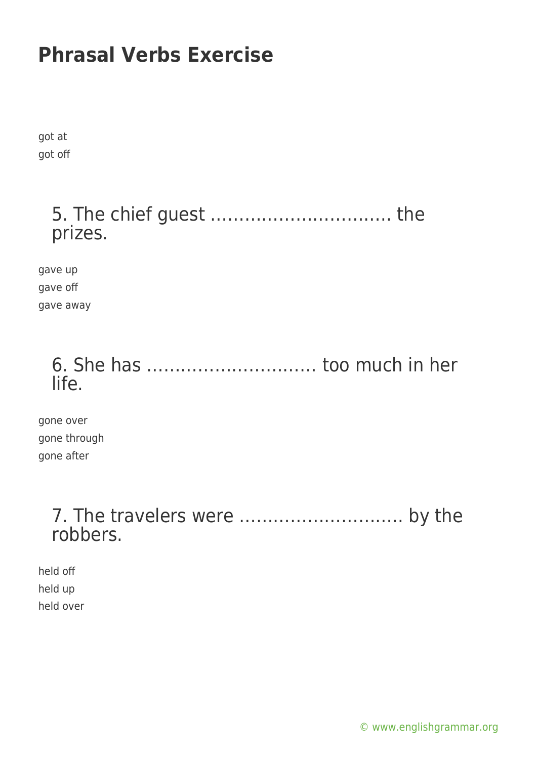got at
got off

5. The chief guest ………………………….. the prizes.

gave up
gave off
gave away

6. She has ……………………….. too much in her life.

gone over
gone through
gone after

7. The travelers were ……………………… by the robbers.

held off
held up
held over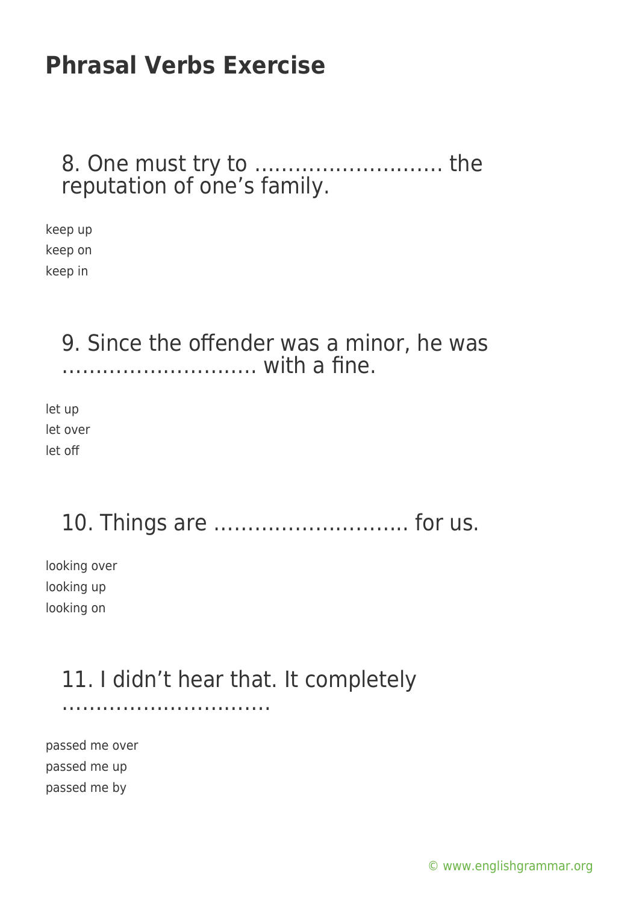# Phrasal Verbs Exercise

## 8. One must try to ………………………. the reputation of one's family.

keep up
keep on
keep in

## 9. Since the offender was a minor, he was ………………………. with a fine.

let up
let over
let off

## 10. Things are ………………………. for us.

looking over
looking up
looking on

## 11. I didn't hear that. It completely ………………………….

passed me over
passed me up
passed me by

© www.englishgrammar.org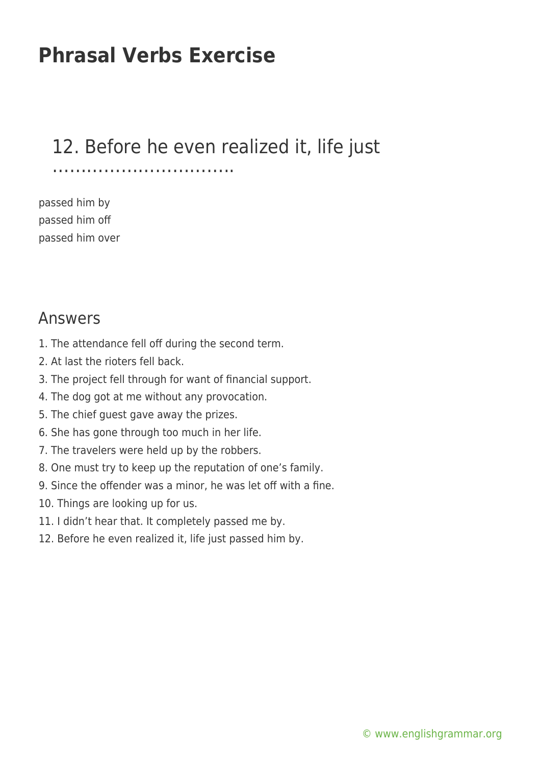# Phrasal Verbs Exercise

12. Before he even realized it, life just ……………………………

passed him by
passed him off
passed him over

## Answers

1. The attendance fell off during the second term.
2. At last the rioters fell back.
3. The project fell through for want of financial support.
4. The dog got at me without any provocation.
5. The chief guest gave away the prizes.
6. She has gone through too much in her life.
7. The travelers were held up by the robbers.
8. One must try to keep up the reputation of one's family.
9. Since the offender was a minor, he was let off with a fine.
10. Things are looking up for us.
11. I didn't hear that. It completely passed me by.
12. Before he even realized it, life just passed him by.

© www.englishgrammar.org